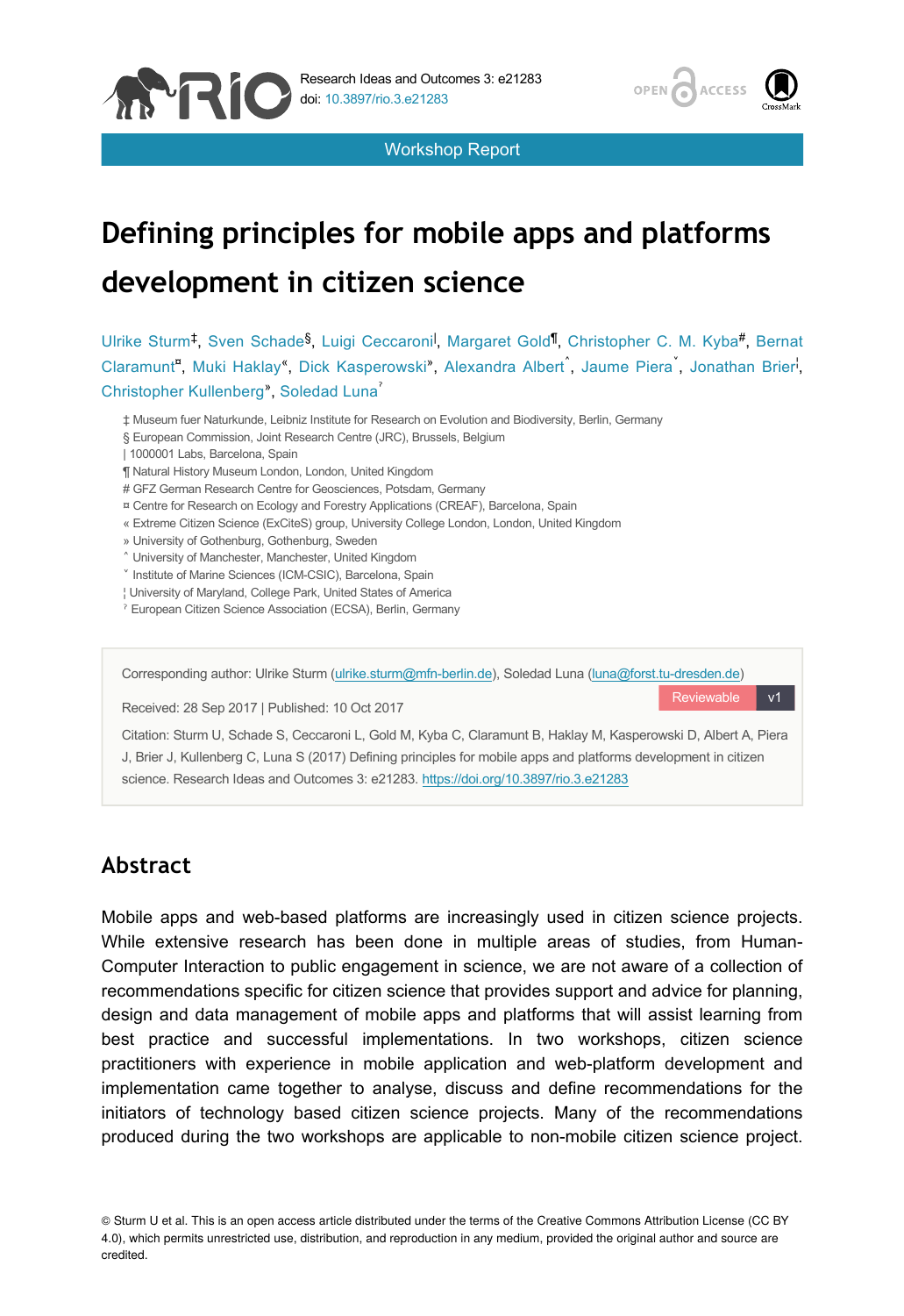Research Ideas and Outcomes 3: e21283
doi: 10.3897/rio.3.e21283

Workshop Report

# Defining principles for mobile apps and platforms development in citizen science

Ulrike Sturm[‡], Sven Schade[§], Luigi Ceccaroni[|], Margaret Gold[¶], Christopher C. M. Kyba[#], Bernat Claramunt[¤], Muki Haklay[«], Dick Kasperowski[»], Alexandra Albert[˄], Jaume Piera[˅], Jonathan Brier[¦], Christopher Kullenberg[»], Soledad Luna[ˀ]

‡ Museum fuer Naturkunde, Leibniz Institute for Research on Evolution and Biodiversity, Berlin, Germany
§ European Commission, Joint Research Centre (JRC), Brussels, Belgium
| 1000001 Labs, Barcelona, Spain
¶ Natural History Museum London, London, United Kingdom
# GFZ German Research Centre for Geosciences, Potsdam, Germany
¤ Centre for Research on Ecology and Forestry Applications (CREAF), Barcelona, Spain
« Extreme Citizen Science (ExCiteS) group, University College London, London, United Kingdom
» University of Gothenburg, Gothenburg, Sweden
˄ University of Manchester, Manchester, United Kingdom
˅ Institute of Marine Sciences (ICM-CSIC), Barcelona, Spain
¦ University of Maryland, College Park, United States of America
ˀ European Citizen Science Association (ECSA), Berlin, Germany

Corresponding author: Ulrike Sturm (ulrike.sturm@mfn-berlin.de), Soledad Luna (luna@forst.tu-dresden.de)

Received: 28 Sep 2017 | Published: 10 Oct 2017

Citation: Sturm U, Schade S, Ceccaroni L, Gold M, Kyba C, Claramunt B, Haklay M, Kasperowski D, Albert A, Piera J, Brier J, Kullenberg C, Luna S (2017) Defining principles for mobile apps and platforms development in citizen science. Research Ideas and Outcomes 3: e21283. https://doi.org/10.3897/rio.3.e21283

## Abstract

Mobile apps and web-based platforms are increasingly used in citizen science projects. While extensive research has been done in multiple areas of studies, from Human-Computer Interaction to public engagement in science, we are not aware of a collection of recommendations specific for citizen science that provides support and advice for planning, design and data management of mobile apps and platforms that will assist learning from best practice and successful implementations. In two workshops, citizen science practitioners with experience in mobile application and web-platform development and implementation came together to analyse, discuss and define recommendations for the initiators of technology based citizen science projects. Many of the recommendations produced during the two workshops are applicable to non-mobile citizen science project.

© Sturm U et al. This is an open access article distributed under the terms of the Creative Commons Attribution License (CC BY 4.0), which permits unrestricted use, distribution, and reproduction in any medium, provided the original author and source are credited.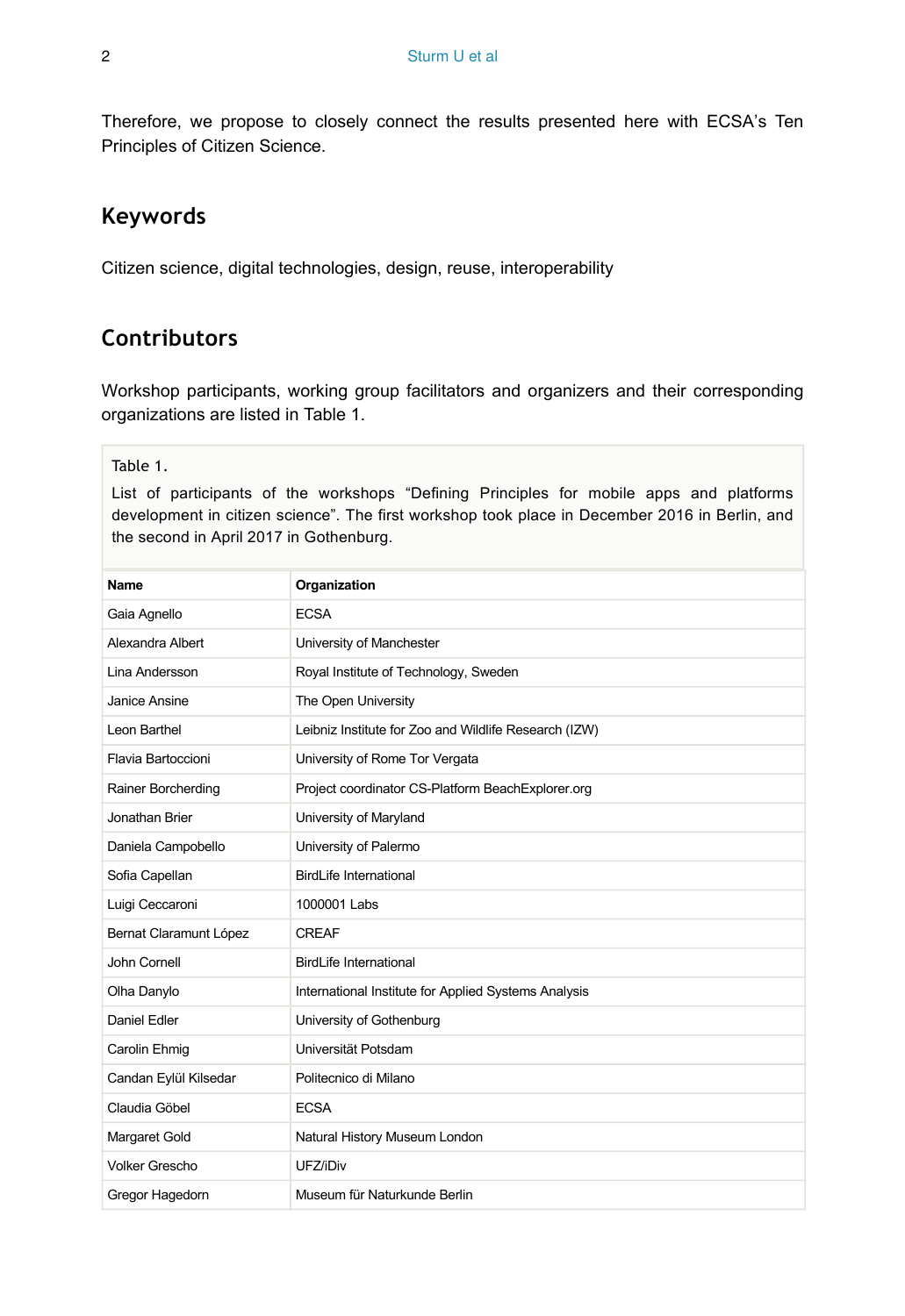Therefore, we propose to closely connect the results presented here with ECSA's Ten Principles of Citizen Science.

## Keywords

Citizen science, digital technologies, design, reuse, interoperability

## Contributors

Workshop participants, working group facilitators and organizers and their corresponding organizations are listed in Table 1.

Table 1.

List of participants of the workshops "Defining Principles for mobile apps and platforms development in citizen science". The first workshop took place in December 2016 in Berlin, and the second in April 2017 in Gothenburg.

| Name | Organization |
| --- | --- |
| Gaia Agnello | ECSA |
| Alexandra Albert | University of Manchester |
| Lina Andersson | Royal Institute of Technology, Sweden |
| Janice Ansine | The Open University |
| Leon Barthel | Leibniz Institute for Zoo and Wildlife Research (IZW) |
| Flavia Bartoccioni | University of Rome Tor Vergata |
| Rainer Borcherding | Project coordinator CS-Platform BeachExplorer.org |
| Jonathan Brier | University of Maryland |
| Daniela Campobello | University of Palermo |
| Sofia Capellan | BirdLife International |
| Luigi Ceccaroni | 1000001 Labs |
| Bernat Claramunt López | CREAF |
| John Cornell | BirdLife International |
| Olha Danylo | International Institute for Applied Systems Analysis |
| Daniel Edler | University of Gothenburg |
| Carolin Ehmig | Universität Potsdam |
| Candan Eylül Kilsedar | Politecnico di Milano |
| Claudia Göbel | ECSA |
| Margaret Gold | Natural History Museum London |
| Volker Grescho | UFZ/iDiv |
| Gregor Hagedorn | Museum für Naturkunde Berlin |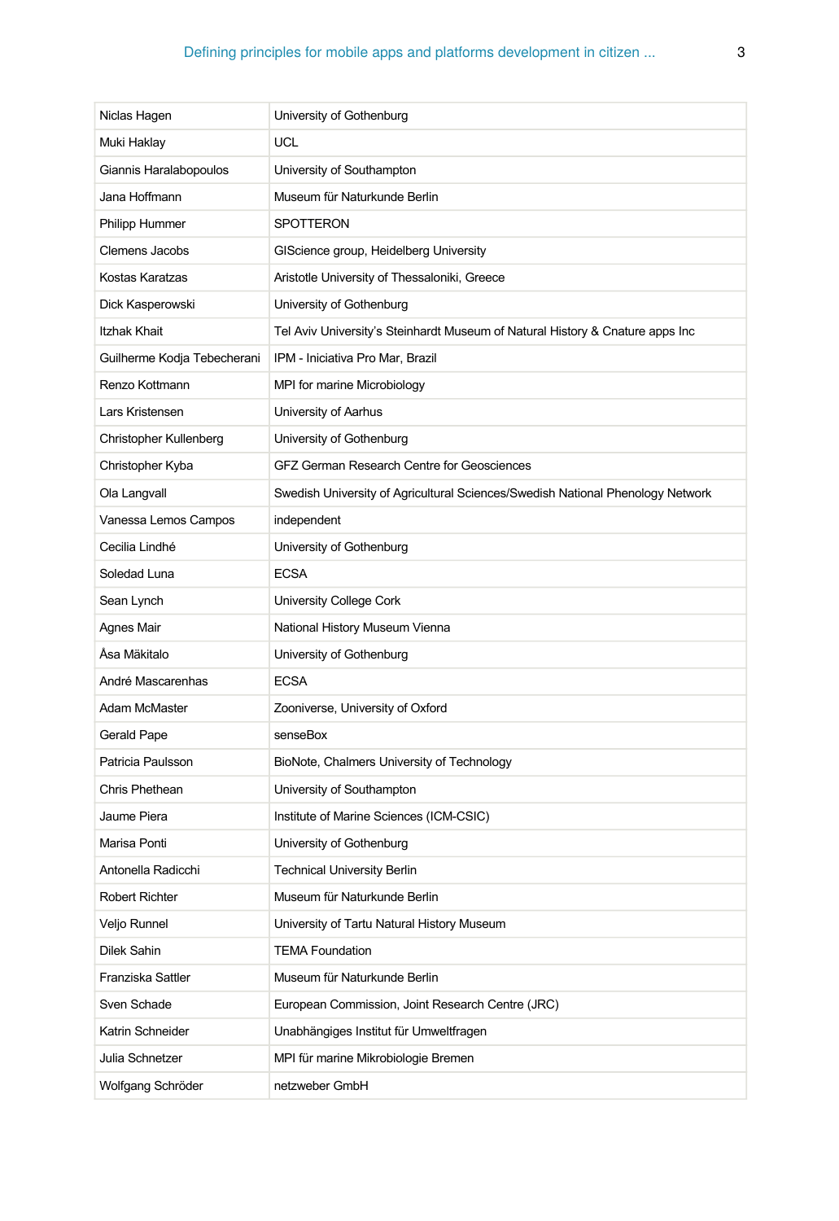| | |
|---|---|
| Niclas Hagen | University of Gothenburg |
| Muki Haklay | UCL |
| Giannis Haralabopoulos | University of Southampton |
| Jana Hoffmann | Museum für Naturkunde Berlin |
| Philipp Hummer | SPOTTERON |
| Clemens Jacobs | GIScience group, Heidelberg University |
| Kostas Karatzas | Aristotle University of Thessaloniki, Greece |
| Dick Kasperowski | University of Gothenburg |
| Itzhak Khait | Tel Aviv University's Steinhardt Museum of Natural History & Cnature apps Inc |
| Guilherme Kodja Tebecherani | IPM - Iniciativa Pro Mar, Brazil |
| Renzo Kottmann | MPI for marine Microbiology |
| Lars Kristensen | University of Aarhus |
| Christopher Kullenberg | University of Gothenburg |
| Christopher Kyba | GFZ German Research Centre for Geosciences |
| Ola Langvall | Swedish University of Agricultural Sciences/Swedish National Phenology Network |
| Vanessa Lemos Campos | independent |
| Cecilia Lindhé | University of Gothenburg |
| Soledad Luna | ECSA |
| Sean Lynch | University College Cork |
| Agnes Mair | National History Museum Vienna |
| Åsa Mäkitalo | University of Gothenburg |
| André Mascarenhas | ECSA |
| Adam McMaster | Zooniverse, University of Oxford |
| Gerald Pape | senseBox |
| Patricia Paulsson | BioNote, Chalmers University of Technology |
| Chris Phethean | University of Southampton |
| Jaume Piera | Institute of Marine Sciences (ICM-CSIC) |
| Marisa Ponti | University of Gothenburg |
| Antonella Radicchi | Technical University Berlin |
| Robert Richter | Museum für Naturkunde Berlin |
| Veljo Runnel | University of Tartu Natural History Museum |
| Dilek Sahin | TEMA Foundation |
| Franziska Sattler | Museum für Naturkunde Berlin |
| Sven Schade | European Commission, Joint Research Centre (JRC) |
| Katrin Schneider | Unabhängiges Institut für Umweltfragen |
| Julia Schnetzer | MPI für marine Mikrobiologie Bremen |
| Wolfgang Schröder | netzweber GmbH |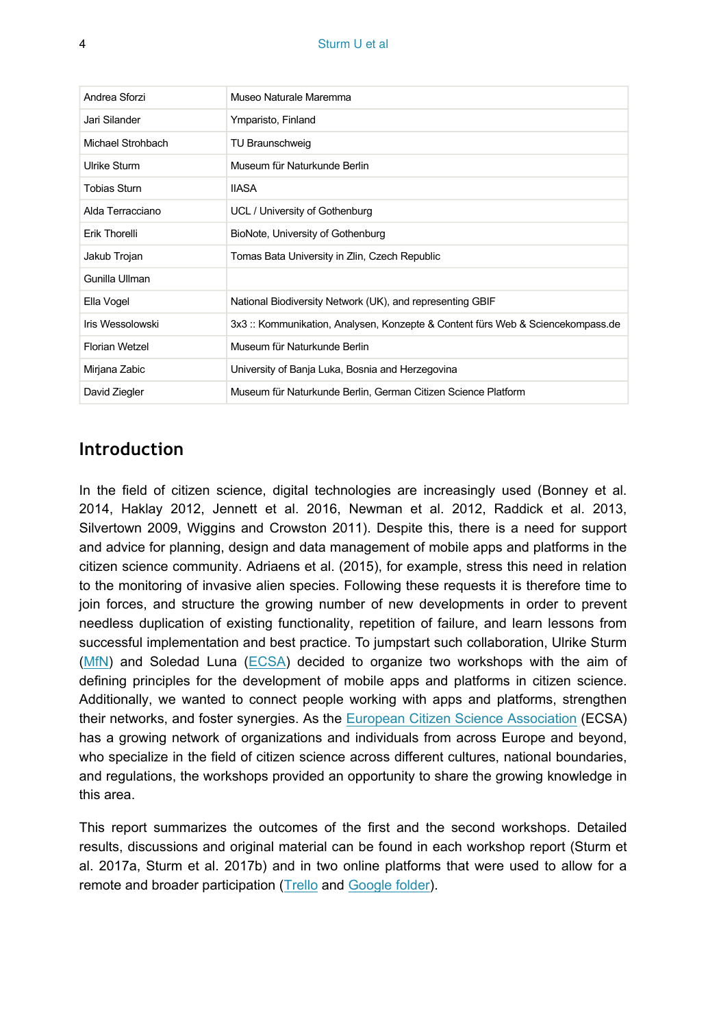| Andrea Sforzi | Museo Naturale Maremma |
|---|---|
| Jari Silander | Ymparisto, Finland |
| Michael Strohbach | TU Braunschweig |
| Ulrike Sturm | Museum für Naturkunde Berlin |
| Tobias Sturn | IIASA |
| Alda Terracciano | UCL / University of Gothenburg |
| Erik Thorelli | BioNote, University of Gothenburg |
| Jakub Trojan | Tomas Bata University in Zlin, Czech Republic |
| Gunilla Ullman | |
| Ella Vogel | National Biodiversity Network (UK), and representing GBIF |
| Iris Wessolowski | 3x3 :: Kommunikation, Analysen, Konzepte & Content fürs Web & Sciencekompass.de |
| Florian Wetzel | Museum für Naturkunde Berlin |
| Mirjana Zabic | University of Banja Luka, Bosnia and Herzegovina |
| David Ziegler | Museum für Naturkunde Berlin, German Citizen Science Platform |

## Introduction

In the field of citizen science, digital technologies are increasingly used (Bonney et al. 2014, Haklay 2012, Jennett et al. 2016, Newman et al. 2012, Raddick et al. 2013, Silvertown 2009, Wiggins and Crowston 2011). Despite this, there is a need for support and advice for planning, design and data management of mobile apps and platforms in the citizen science community. Adriaens et al. (2015), for example, stress this need in relation to the monitoring of invasive alien species. Following these requests it is therefore time to join forces, and structure the growing number of new developments in order to prevent needless duplication of existing functionality, repetition of failure, and learn lessons from successful implementation and best practice. To jumpstart such collaboration, Ulrike Sturm (MfN) and Soledad Luna (ECSA) decided to organize two workshops with the aim of defining principles for the development of mobile apps and platforms in citizen science. Additionally, we wanted to connect people working with apps and platforms, strengthen their networks, and foster synergies. As the European Citizen Science Association (ECSA) has a growing network of organizations and individuals from across Europe and beyond, who specialize in the field of citizen science across different cultures, national boundaries, and regulations, the workshops provided an opportunity to share the growing knowledge in this area.

This report summarizes the outcomes of the first and the second workshops. Detailed results, discussions and original material can be found in each workshop report (Sturm et al. 2017a, Sturm et al. 2017b) and in two online platforms that were used to allow for a remote and broader participation (Trello and Google folder).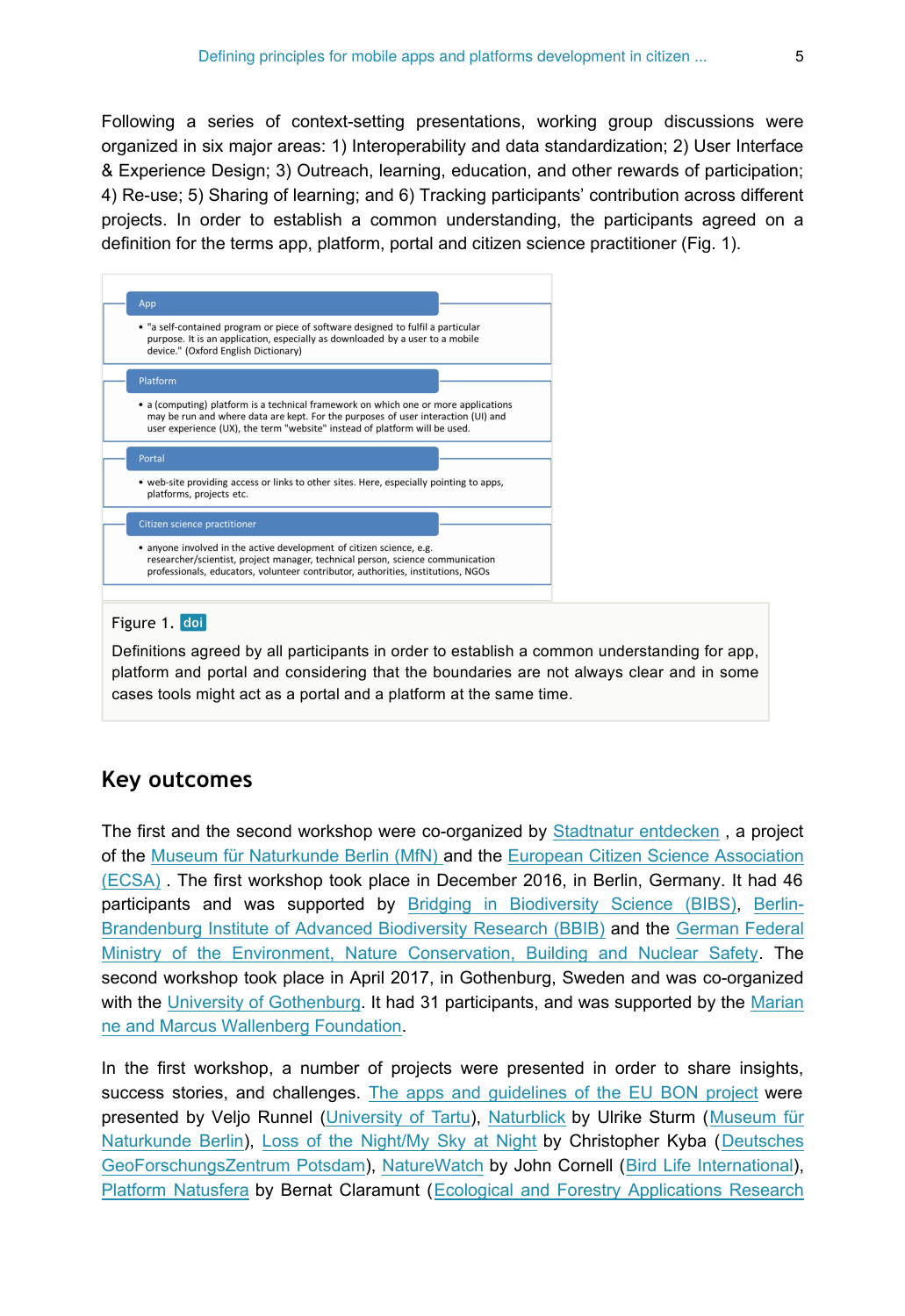Following a series of context-setting presentations, working group discussions were organized in six major areas: 1) Interoperability and data standardization; 2) User Interface & Experience Design; 3) Outreach, learning, education, and other rewards of participation; 4) Re-use; 5) Sharing of learning; and 6) Tracking participants' contribution across different projects. In order to establish a common understanding, the participants agreed on a definition for the terms app, platform, portal and citizen science practitioner (Fig. 1).

**App**

- "a self-contained program or piece of software designed to fulfil a particular purpose. It is an application, especially as downloaded by a user to a mobile device." (Oxford English Dictionary)

**Platform**

- a (computing) platform is a technical framework on which one or more applications may be run and where data are kept. For the purposes of user interaction (UI) and user experience (UX), the term "website" instead of platform will be used.

**Portal**

- web-site providing access or links to other sites. Here, especially pointing to apps, platforms, projects etc.

**Citizen science practitioner**

- anyone involved in the active development of citizen science, e.g. researcher/scientist, project manager, technical person, science communication professionals, educators, volunteer contributor, authorities, institutions, NGOs

Figure 1. doi

Definitions agreed by all participants in order to establish a common understanding for app, platform and portal and considering that the boundaries are not always clear and in some cases tools might act as a portal and a platform at the same time.

## Key outcomes

The first and the second workshop were co-organized by Stadtnatur entdecken , a project of the Museum für Naturkunde Berlin (MfN) and the European Citizen Science Association (ECSA) . The first workshop took place in December 2016, in Berlin, Germany. It had 46 participants and was supported by Bridging in Biodiversity Science (BIBS), Berlin-Brandenburg Institute of Advanced Biodiversity Research (BBIB) and the German Federal Ministry of the Environment, Nature Conservation, Building and Nuclear Safety. The second workshop took place in April 2017, in Gothenburg, Sweden and was co-organized with the University of Gothenburg. It had 31 participants, and was supported by the Marianne and Marcus Wallenberg Foundation.

In the first workshop, a number of projects were presented in order to share insights, success stories, and challenges. The apps and guidelines of the EU BON project were presented by Veljo Runnel (University of Tartu), Naturblick by Ulrike Sturm (Museum für Naturkunde Berlin), Loss of the Night/My Sky at Night by Christopher Kyba (Deutsches GeoForschungsZentrum Potsdam), NatureWatch by John Cornell (Bird Life International), Platform Natusfera by Bernat Claramunt (Ecological and Forestry Applications Research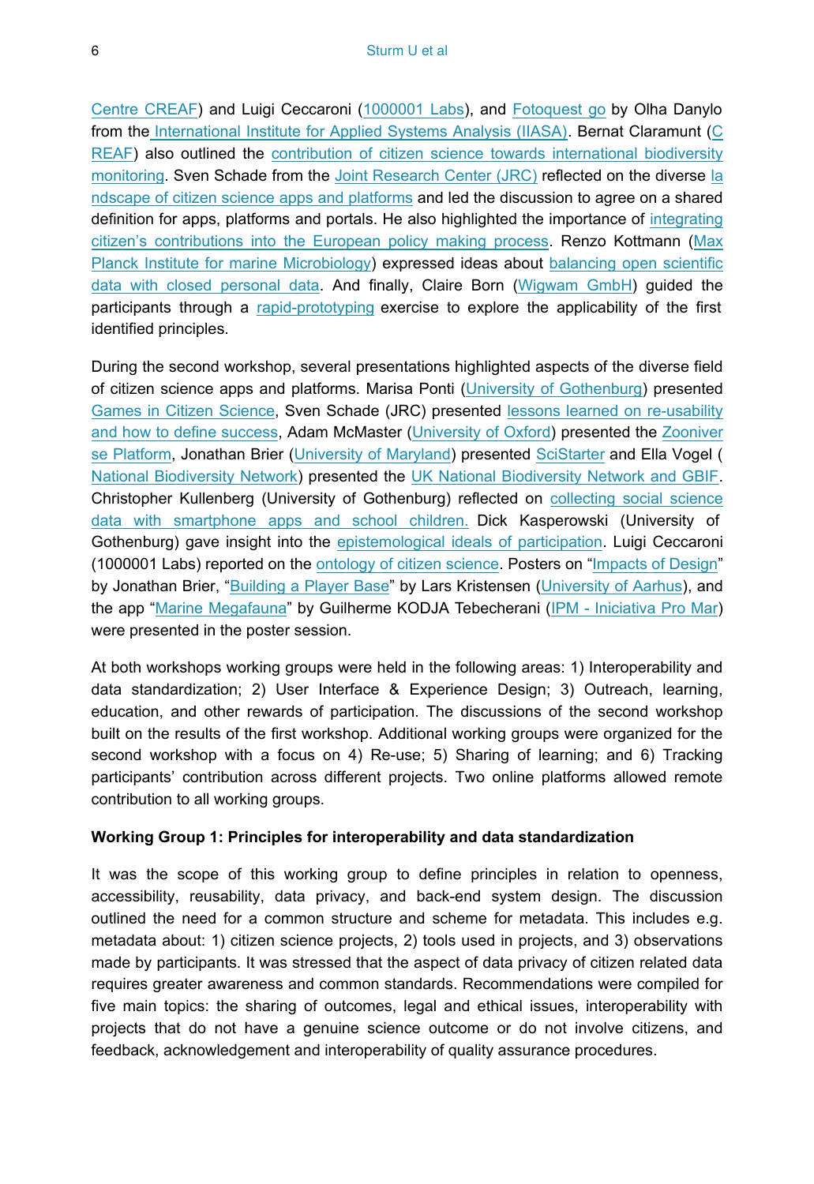Centre CREAF) and Luigi Ceccaroni (1000001 Labs), and Fotoquest go by Olha Danylo from the International Institute for Applied Systems Analysis (IIASA). Bernat Claramunt (CREAF) also outlined the contribution of citizen science towards international biodiversity monitoring. Sven Schade from the Joint Research Center (JRC) reflected on the diverse landscape of citizen science apps and platforms and led the discussion to agree on a shared definition for apps, platforms and portals. He also highlighted the importance of integrating citizen's contributions into the European policy making process. Renzo Kottmann (Max Planck Institute for marine Microbiology) expressed ideas about balancing open scientific data with closed personal data. And finally, Claire Born (Wigwam GmbH) guided the participants through a rapid-prototyping exercise to explore the applicability of the first identified principles.

During the second workshop, several presentations highlighted aspects of the diverse field of citizen science apps and platforms. Marisa Ponti (University of Gothenburg) presented Games in Citizen Science, Sven Schade (JRC) presented lessons learned on re-usability and how to define success, Adam McMaster (University of Oxford) presented the Zooniverse Platform, Jonathan Brier (University of Maryland) presented SciStarter and Ella Vogel (National Biodiversity Network) presented the UK National Biodiversity Network and GBIF. Christopher Kullenberg (University of Gothenburg) reflected on collecting social science data with smartphone apps and school children. Dick Kasperowski (University of Gothenburg) gave insight into the epistemological ideals of participation. Luigi Ceccaroni (1000001 Labs) reported on the ontology of citizen science. Posters on "Impacts of Design" by Jonathan Brier, "Building a Player Base" by Lars Kristensen (University of Aarhus), and the app "Marine Megafauna" by Guilherme KODJA Tebecherani (IPM - Iniciativa Pro Mar) were presented in the poster session.

At both workshops working groups were held in the following areas: 1) Interoperability and data standardization; 2) User Interface & Experience Design; 3) Outreach, learning, education, and other rewards of participation. The discussions of the second workshop built on the results of the first workshop. Additional working groups were organized for the second workshop with a focus on 4) Re-use; 5) Sharing of learning; and 6) Tracking participants' contribution across different projects. Two online platforms allowed remote contribution to all working groups.

**Working Group 1: Principles for interoperability and data standardization**

It was the scope of this working group to define principles in relation to openness, accessibility, reusability, data privacy, and back-end system design. The discussion outlined the need for a common structure and scheme for metadata. This includes e.g. metadata about: 1) citizen science projects, 2) tools used in projects, and 3) observations made by participants. It was stressed that the aspect of data privacy of citizen related data requires greater awareness and common standards. Recommendations were compiled for five main topics: the sharing of outcomes, legal and ethical issues, interoperability with projects that do not have a genuine science outcome or do not involve citizens, and feedback, acknowledgement and interoperability of quality assurance procedures.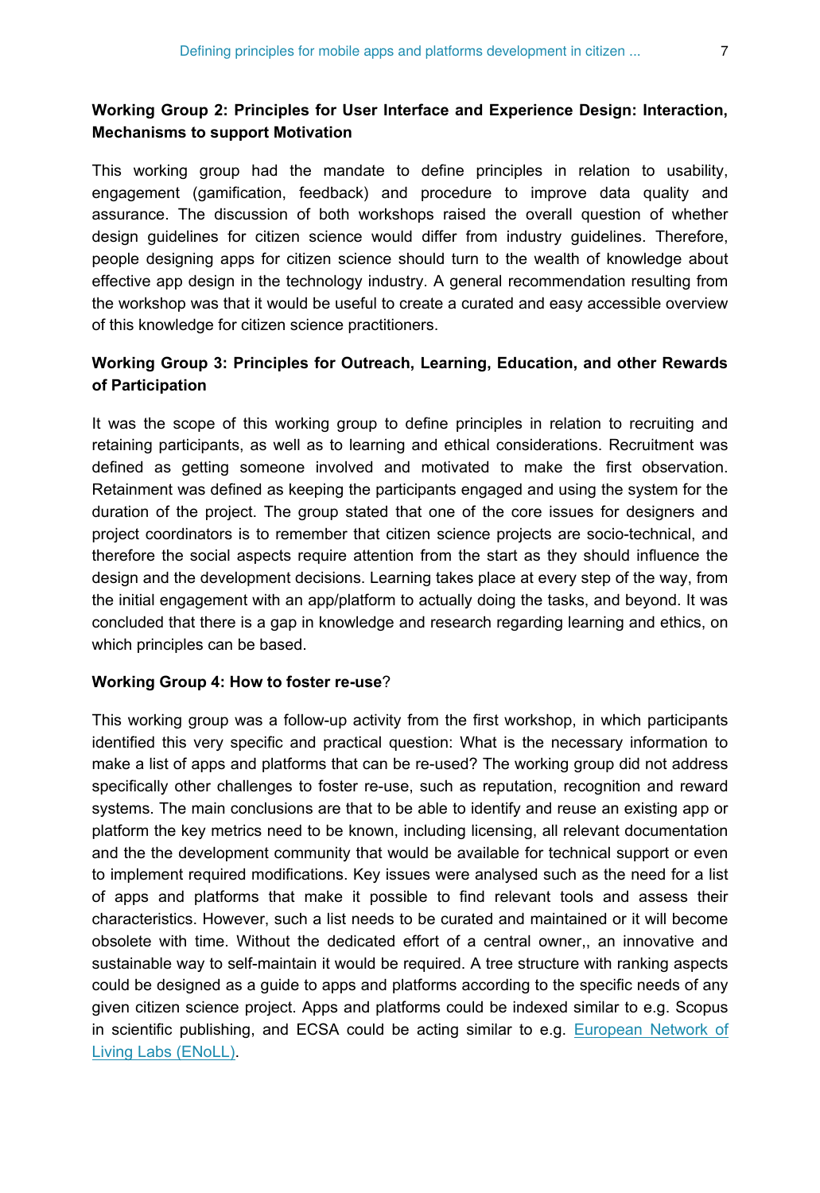**Working Group 2: Principles for User Interface and Experience Design: Interaction, Mechanisms to support Motivation**

This working group had the mandate to define principles in relation to usability, engagement (gamification, feedback) and procedure to improve data quality and assurance. The discussion of both workshops raised the overall question of whether design guidelines for citizen science would differ from industry guidelines. Therefore, people designing apps for citizen science should turn to the wealth of knowledge about effective app design in the technology industry. A general recommendation resulting from the workshop was that it would be useful to create a curated and easy accessible overview of this knowledge for citizen science practitioners.

**Working Group 3: Principles for Outreach, Learning, Education, and other Rewards of Participation**

It was the scope of this working group to define principles in relation to recruiting and retaining participants, as well as to learning and ethical considerations. Recruitment was defined as getting someone involved and motivated to make the first observation. Retainment was defined as keeping the participants engaged and using the system for the duration of the project. The group stated that one of the core issues for designers and project coordinators is to remember that citizen science projects are socio-technical, and therefore the social aspects require attention from the start as they should influence the design and the development decisions. Learning takes place at every step of the way, from the initial engagement with an app/platform to actually doing the tasks, and beyond. It was concluded that there is a gap in knowledge and research regarding learning and ethics, on which principles can be based.

**Working Group 4: How to foster re-use**?

This working group was a follow-up activity from the first workshop, in which participants identified this very specific and practical question: What is the necessary information to make a list of apps and platforms that can be re-used? The working group did not address specifically other challenges to foster re-use, such as reputation, recognition and reward systems. The main conclusions are that to be able to identify and reuse an existing app or platform the key metrics need to be known, including licensing, all relevant documentation and the the development community that would be available for technical support or even to implement required modifications. Key issues were analysed such as the need for a list of apps and platforms that make it possible to find relevant tools and assess their characteristics. However, such a list needs to be curated and maintained or it will become obsolete with time. Without the dedicated effort of a central owner,, an innovative and sustainable way to self-maintain it would be required. A tree structure with ranking aspects could be designed as a guide to apps and platforms according to the specific needs of any given citizen science project. Apps and platforms could be indexed similar to e.g. Scopus in scientific publishing, and ECSA could be acting similar to e.g. [European Network of Living Labs (ENoLL)](European Network of Living Labs (ENoLL)).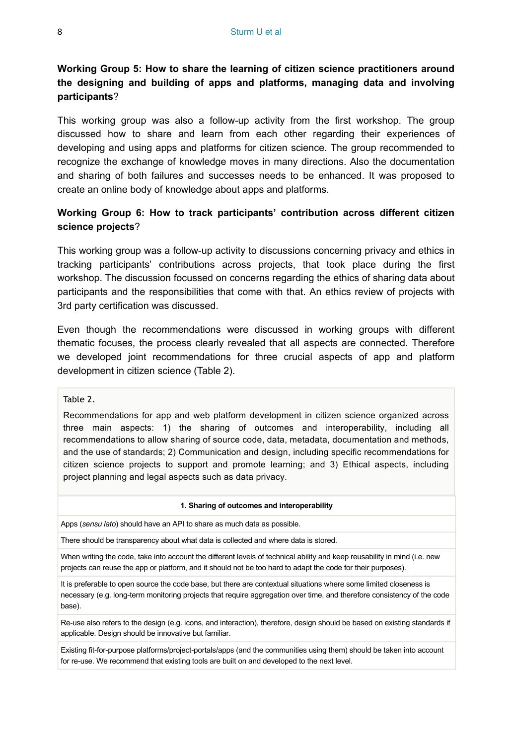**Working Group 5: How to share the learning of citizen science practitioners around the designing and building of apps and platforms, managing data and involving participants**?

This working group was also a follow-up activity from the first workshop. The group discussed how to share and learn from each other regarding their experiences of developing and using apps and platforms for citizen science. The group recommended to recognize the exchange of knowledge moves in many directions. Also the documentation and sharing of both failures and successes needs to be enhanced. It was proposed to create an online body of knowledge about apps and platforms.

**Working Group 6: How to track participants' contribution across different citizen science projects**?

This working group was a follow-up activity to discussions concerning privacy and ethics in tracking participants' contributions across projects, that took place during the first workshop. The discussion focussed on concerns regarding the ethics of sharing data about participants and the responsibilities that come with that. An ethics review of projects with 3rd party certification was discussed.

Even though the recommendations were discussed in working groups with different thematic focuses, the process clearly revealed that all aspects are connected. Therefore we developed joint recommendations for three crucial aspects of app and platform development in citizen science (Table 2).

Table 2.

Recommendations for app and web platform development in citizen science organized across three main aspects: 1) the sharing of outcomes and interoperability, including all recommendations to allow sharing of source code, data, metadata, documentation and methods, and the use of standards; 2) Communication and design, including specific recommendations for citizen science projects to support and promote learning; and 3) Ethical aspects, including project planning and legal aspects such as data privacy.

| **1. Sharing of outcomes and interoperability** |
| --- |
| Apps (*sensu lato*) should have an API to share as much data as possible. |
| There should be transparency about what data is collected and where data is stored. |
| When writing the code, take into account the different levels of technical ability and keep reusability in mind (i.e. new projects can reuse the app or platform, and it should not be too hard to adapt the code for their purposes). |
| It is preferable to open source the code base, but there are contextual situations where some limited closeness is necessary (e.g. long-term monitoring projects that require aggregation over time, and therefore consistency of the code base). |
| Re-use also refers to the design (e.g. icons, and interaction), therefore, design should be based on existing standards if applicable. Design should be innovative but familiar. |
| Existing fit-for-purpose platforms/project-portals/apps (and the communities using them) should be taken into account for re-use. We recommend that existing tools are built on and developed to the next level. |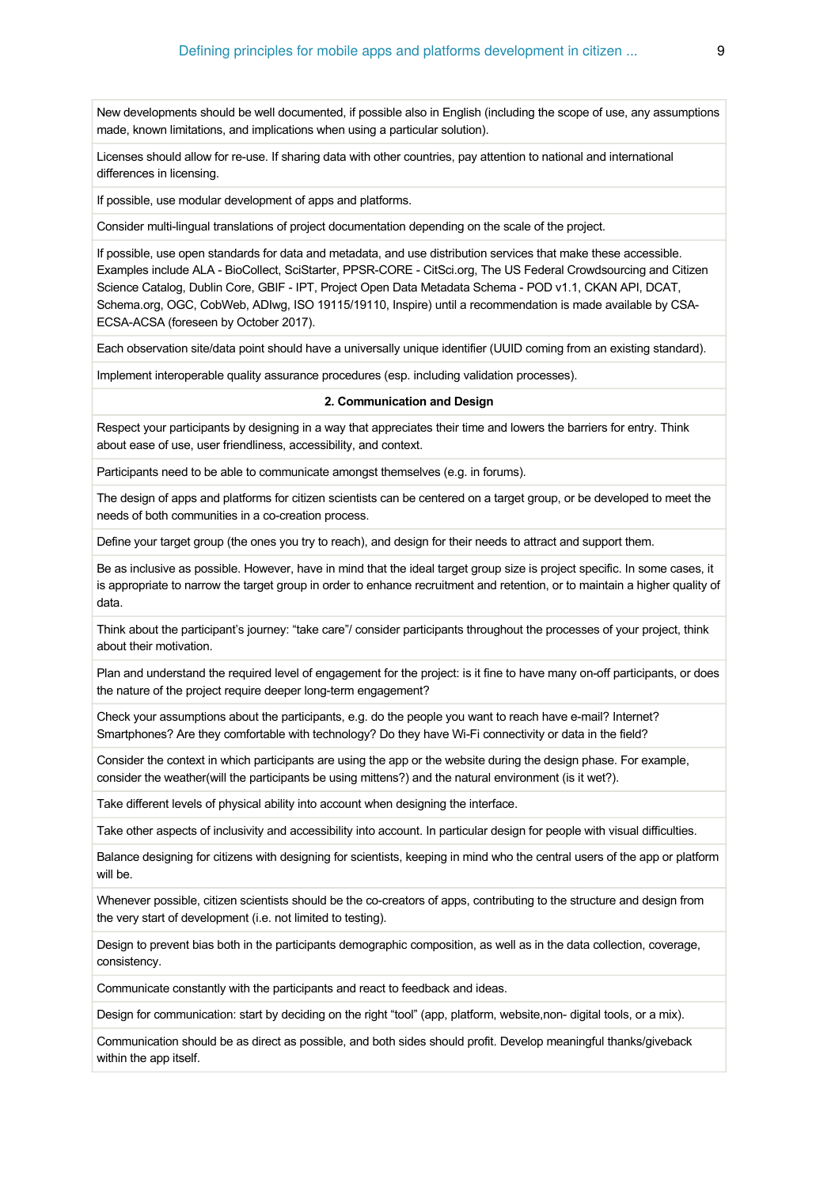| |
|---|
| New developments should be well documented, if possible also in English (including the scope of use, any assumptions made, known limitations, and implications when using a particular solution). |
| Licenses should allow for re-use. If sharing data with other countries, pay attention to national and international differences in licensing. |
| If possible, use modular development of apps and platforms. |
| Consider multi-lingual translations of project documentation depending on the scale of the project. |
| If possible, use open standards for data and metadata, and use distribution services that make these accessible. Examples include ALA - BioCollect, SciStarter, PPSR-CORE - CitSci.org, The US Federal Crowdsourcing and Citizen Science Catalog, Dublin Core, GBIF - IPT, Project Open Data Metadata Schema - POD v1.1, CKAN API, DCAT, Schema.org, OGC, CobWeb, ADIwg, ISO 19115/19110, Inspire) until a recommendation is made available by CSA-ECSA-ACSA (foreseen by October 2017). |
| Each observation site/data point should have a universally unique identifier (UUID coming from an existing standard). |
| Implement interoperable quality assurance procedures (esp. including validation processes). |
| **2. Communication and Design** |
| Respect your participants by designing in a way that appreciates their time and lowers the barriers for entry. Think about ease of use, user friendliness, accessibility, and context. |
| Participants need to be able to communicate amongst themselves (e.g. in forums). |
| The design of apps and platforms for citizen scientists can be centered on a target group, or be developed to meet the needs of both communities in a co-creation process. |
| Define your target group (the ones you try to reach), and design for their needs to attract and support them. |
| Be as inclusive as possible. However, have in mind that the ideal target group size is project specific. In some cases, it is appropriate to narrow the target group in order to enhance recruitment and retention, or to maintain a higher quality of data. |
| Think about the participant's journey: "take care"/ consider participants throughout the processes of your project, think about their motivation. |
| Plan and understand the required level of engagement for the project: is it fine to have many on-off participants, or does the nature of the project require deeper long-term engagement? |
| Check your assumptions about the participants, e.g. do the people you want to reach have e-mail? Internet? Smartphones? Are they comfortable with technology? Do they have Wi-Fi connectivity or data in the field? |
| Consider the context in which participants are using the app or the website during the design phase. For example, consider the weather(will the participants be using mittens?) and the natural environment (is it wet?). |
| Take different levels of physical ability into account when designing the interface. |
| Take other aspects of inclusivity and accessibility into account. In particular design for people with visual difficulties. |
| Balance designing for citizens with designing for scientists, keeping in mind who the central users of the app or platform will be. |
| Whenever possible, citizen scientists should be the co-creators of apps, contributing to the structure and design from the very start of development (i.e. not limited to testing). |
| Design to prevent bias both in the participants demographic composition, as well as in the data collection, coverage, consistency. |
| Communicate constantly with the participants and react to feedback and ideas. |
| Design for communication: start by deciding on the right "tool" (app, platform, website,non- digital tools, or a mix). |
| Communication should be as direct as possible, and both sides should profit. Develop meaningful thanks/giveback within the app itself. |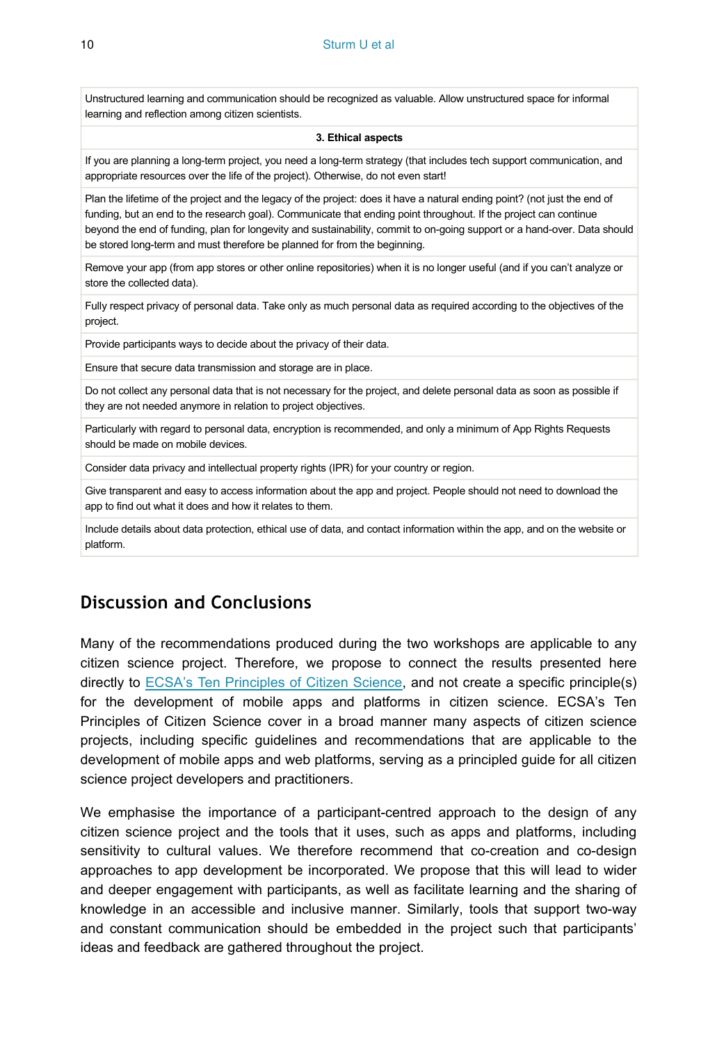| Unstructured learning and communication should be recognized as valuable. Allow unstructured space for informal learning and reflection among citizen scientists. |
|---|
| **3. Ethical aspects** |
| If you are planning a long-term project, you need a long-term strategy (that includes tech support communication, and appropriate resources over the life of the project). Otherwise, do not even start! |
| Plan the lifetime of the project and the legacy of the project: does it have a natural ending point? (not just the end of funding, but an end to the research goal). Communicate that ending point throughout. If the project can continue beyond the end of funding, plan for longevity and sustainability, commit to on-going support or a hand-over. Data should be stored long-term and must therefore be planned for from the beginning. |
| Remove your app (from app stores or other online repositories) when it is no longer useful (and if you can't analyze or store the collected data). |
| Fully respect privacy of personal data. Take only as much personal data as required according to the objectives of the project. |
| Provide participants ways to decide about the privacy of their data. |
| Ensure that secure data transmission and storage are in place. |
| Do not collect any personal data that is not necessary for the project, and delete personal data as soon as possible if they are not needed anymore in relation to project objectives. |
| Particularly with regard to personal data, encryption is recommended, and only a minimum of App Rights Requests should be made on mobile devices. |
| Consider data privacy and intellectual property rights (IPR) for your country or region. |
| Give transparent and easy to access information about the app and project. People should not need to download the app to find out what it does and how it relates to them. |
| Include details about data protection, ethical use of data, and contact information within the app, and on the website or platform. |

## Discussion and Conclusions

Many of the recommendations produced during the two workshops are applicable to any citizen science project. Therefore, we propose to connect the results presented here directly to ECSA's Ten Principles of Citizen Science, and not create a specific principle(s) for the development of mobile apps and platforms in citizen science. ECSA's Ten Principles of Citizen Science cover in a broad manner many aspects of citizen science projects, including specific guidelines and recommendations that are applicable to the development of mobile apps and web platforms, serving as a principled guide for all citizen science project developers and practitioners.

We emphasise the importance of a participant-centred approach to the design of any citizen science project and the tools that it uses, such as apps and platforms, including sensitivity to cultural values. We therefore recommend that co-creation and co-design approaches to app development be incorporated. We propose that this will lead to wider and deeper engagement with participants, as well as facilitate learning and the sharing of knowledge in an accessible and inclusive manner. Similarly, tools that support two-way and constant communication should be embedded in the project such that participants' ideas and feedback are gathered throughout the project.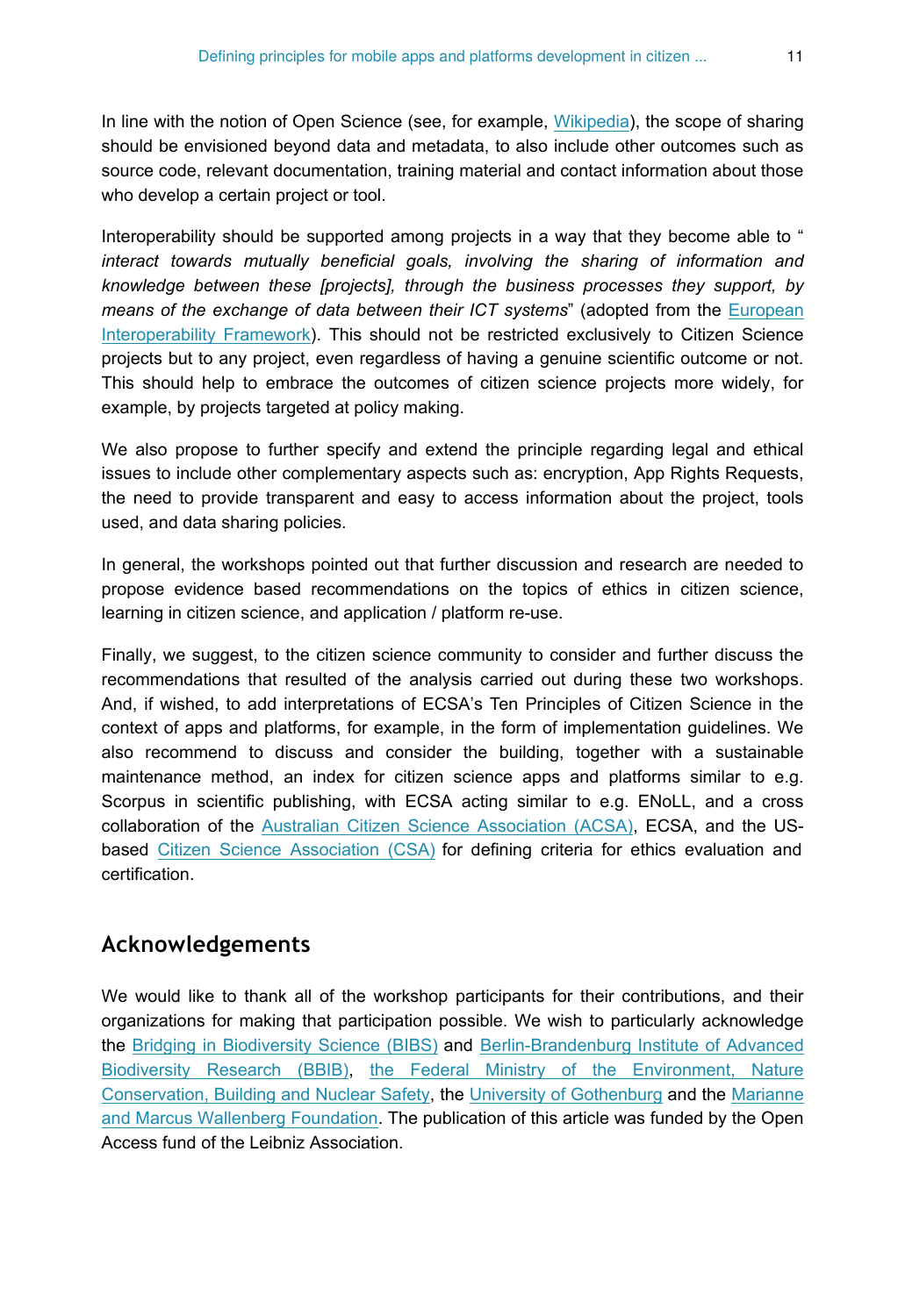In line with the notion of Open Science (see, for example, [Wikipedia](#)), the scope of sharing should be envisioned beyond data and metadata, to also include other outcomes such as source code, relevant documentation, training material and contact information about those who develop a certain project or tool.

Interoperability should be supported among projects in a way that they become able to " *interact towards mutually beneficial goals, involving the sharing of information and knowledge between these [projects], through the business processes they support, by means of the exchange of data between their ICT systems*" (adopted from the European Interoperability Framework). This should not be restricted exclusively to Citizen Science projects but to any project, even regardless of having a genuine scientific outcome or not. This should help to embrace the outcomes of citizen science projects more widely, for example, by projects targeted at policy making.

We also propose to further specify and extend the principle regarding legal and ethical issues to include other complementary aspects such as: encryption, App Rights Requests, the need to provide transparent and easy to access information about the project, tools used, and data sharing policies.

In general, the workshops pointed out that further discussion and research are needed to propose evidence based recommendations on the topics of ethics in citizen science, learning in citizen science, and application / platform re-use.

Finally, we suggest, to the citizen science community to consider and further discuss the recommendations that resulted of the analysis carried out during these two workshops. And, if wished, to add interpretations of ECSA's Ten Principles of Citizen Science in the context of apps and platforms, for example, in the form of implementation guidelines. We also recommend to discuss and consider the building, together with a sustainable maintenance method, an index for citizen science apps and platforms similar to e.g. Scorpus in scientific publishing, with ECSA acting similar to e.g. ENoLL, and a cross collaboration of the Australian Citizen Science Association (ACSA), ECSA, and the US-based Citizen Science Association (CSA) for defining criteria for ethics evaluation and certification.

## Acknowledgements

We would like to thank all of the workshop participants for their contributions, and their organizations for making that participation possible. We wish to particularly acknowledge the Bridging in Biodiversity Science (BIBS) and Berlin-Brandenburg Institute of Advanced Biodiversity Research (BBIB), the Federal Ministry of the Environment, Nature Conservation, Building and Nuclear Safety, the University of Gothenburg and the Marianne and Marcus Wallenberg Foundation. The publication of this article was funded by the Open Access fund of the Leibniz Association.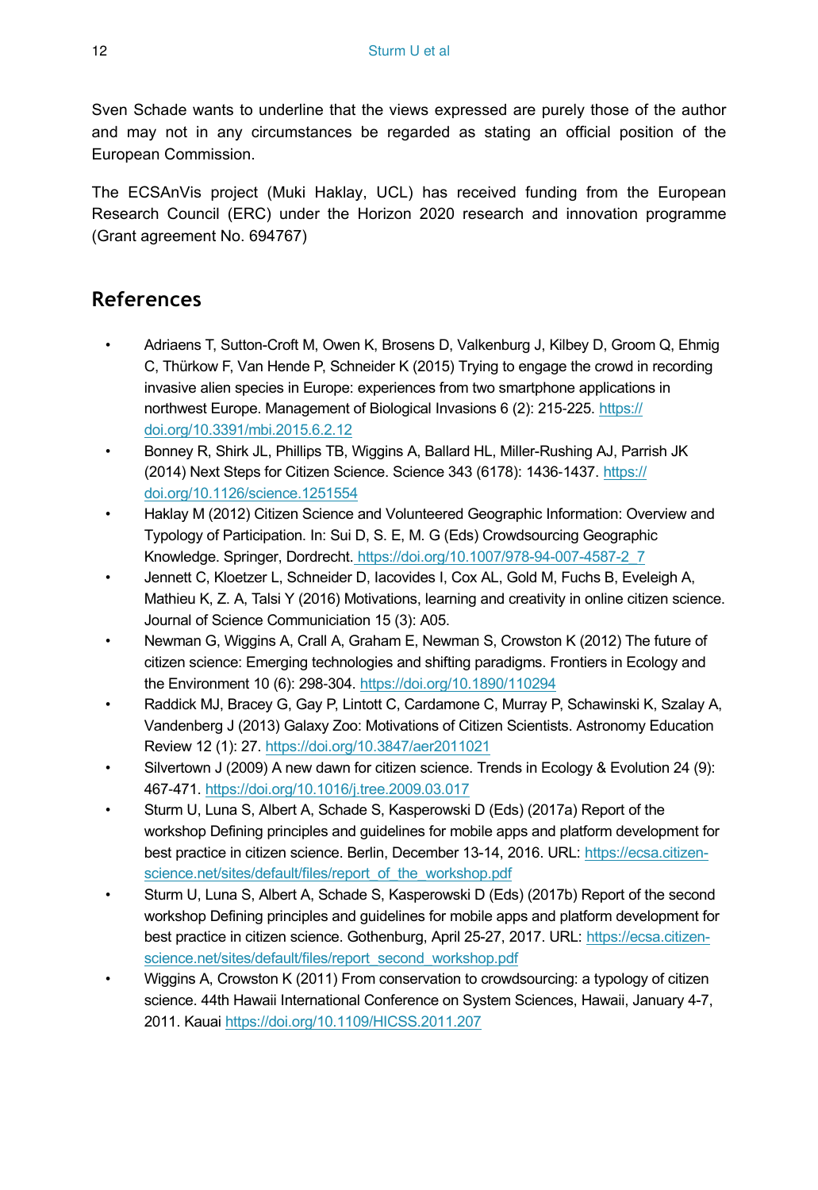Sven Schade wants to underline that the views expressed are purely those of the author and may not in any circumstances be regarded as stating an official position of the European Commission.

The ECSAnVis project (Muki Haklay, UCL) has received funding from the European Research Council (ERC) under the Horizon 2020 research and innovation programme (Grant agreement No. 694767)

## References

- Adriaens T, Sutton-Croft M, Owen K, Brosens D, Valkenburg J, Kilbey D, Groom Q, Ehmig C, Thürkow F, Van Hende P, Schneider K (2015) Trying to engage the crowd in recording invasive alien species in Europe: experiences from two smartphone applications in northwest Europe. Management of Biological Invasions 6 (2): 215-225. https://doi.org/10.3391/mbi.2015.6.2.12
- Bonney R, Shirk JL, Phillips TB, Wiggins A, Ballard HL, Miller-Rushing AJ, Parrish JK (2014) Next Steps for Citizen Science. Science 343 (6178): 1436-1437. https://doi.org/10.1126/science.1251554
- Haklay M (2012) Citizen Science and Volunteered Geographic Information: Overview and Typology of Participation. In: Sui D, S. E, M. G (Eds) Crowdsourcing Geographic Knowledge. Springer, Dordrecht. https://doi.org/10.1007/978-94-007-4587-2_7
- Jennett C, Kloetzer L, Schneider D, Iacovides I, Cox AL, Gold M, Fuchs B, Eveleigh A, Mathieu K, Z. A, Talsi Y (2016) Motivations, learning and creativity in online citizen science. Journal of Science Communiciation 15 (3): A05.
- Newman G, Wiggins A, Crall A, Graham E, Newman S, Crowston K (2012) The future of citizen science: Emerging technologies and shifting paradigms. Frontiers in Ecology and the Environment 10 (6): 298-304. https://doi.org/10.1890/110294
- Raddick MJ, Bracey G, Gay P, Lintott C, Cardamone C, Murray P, Schawinski K, Szalay A, Vandenberg J (2013) Galaxy Zoo: Motivations of Citizen Scientists. Astronomy Education Review 12 (1): 27. https://doi.org/10.3847/aer2011021
- Silvertown J (2009) A new dawn for citizen science. Trends in Ecology & Evolution 24 (9): 467-471. https://doi.org/10.1016/j.tree.2009.03.017
- Sturm U, Luna S, Albert A, Schade S, Kasperowski D (Eds) (2017a) Report of the workshop Defining principles and guidelines for mobile apps and platform development for best practice in citizen science. Berlin, December 13-14, 2016. URL: https://ecsa.citizen-science.net/sites/default/files/report_of_the_workshop.pdf
- Sturm U, Luna S, Albert A, Schade S, Kasperowski D (Eds) (2017b) Report of the second workshop Defining principles and guidelines for mobile apps and platform development for best practice in citizen science. Gothenburg, April 25-27, 2017. URL: https://ecsa.citizen-science.net/sites/default/files/report_second_workshop.pdf
- Wiggins A, Crowston K (2011) From conservation to crowdsourcing: a typology of citizen science. 44th Hawaii International Conference on System Sciences, Hawaii, January 4-7, 2011. Kauai https://doi.org/10.1109/HICSS.2011.207